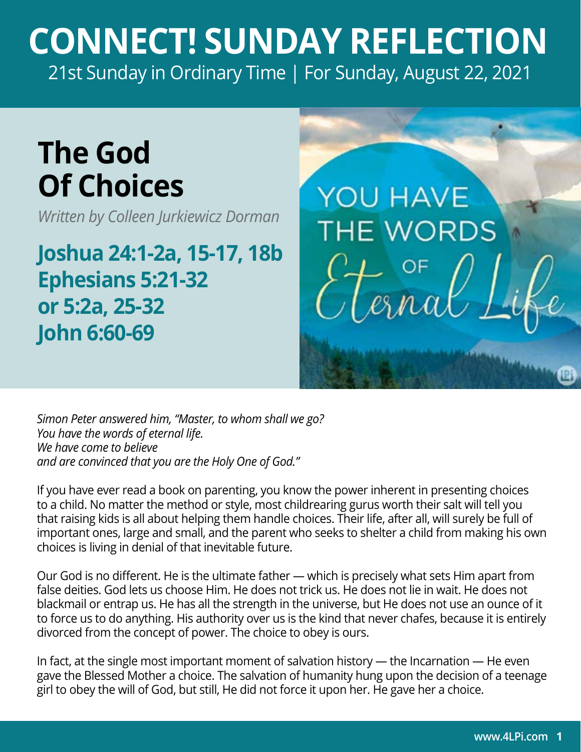# CONNECT! SUNDAY REFLECTION

21st Sunday in Ordinary Time | For Sunday, August 22, 2021

## The God Of Choices

*Written by Colleen Jurkiewicz Dorman*

**Joshua 24:1-2a, 15-17, 18b**
**Ephesians 5:21-32**
**or 5:2a, 25-32**
**John 6:60-69**

*Simon Peter answered him, "Master, to whom shall we go?*
*You have the words of eternal life.*
*We have come to believe*
*and are convinced that you are the Holy One of God."*

If you have ever read a book on parenting, you know the power inherent in presenting choices to a child. No matter the method or style, most childrearing gurus worth their salt will tell you that raising kids is all about helping them handle choices. Their life, after all, will surely be full of important ones, large and small, and the parent who seeks to shelter a child from making his own choices is living in denial of that inevitable future.

Our God is no different. He is the ultimate father — which is precisely what sets Him apart from false deities. God lets us choose Him. He does not trick us. He does not lie in wait. He does not blackmail or entrap us. He has all the strength in the universe, but He does not use an ounce of it to force us to do anything. His authority over us is the kind that never chafes, because it is entirely divorced from the concept of power. The choice to obey is ours.

In fact, at the single most important moment of salvation history — the Incarnation — He even gave the Blessed Mother a choice. The salvation of humanity hung upon the decision of a teenage girl to obey the will of God, but still, He did not force it upon her. He gave her a choice.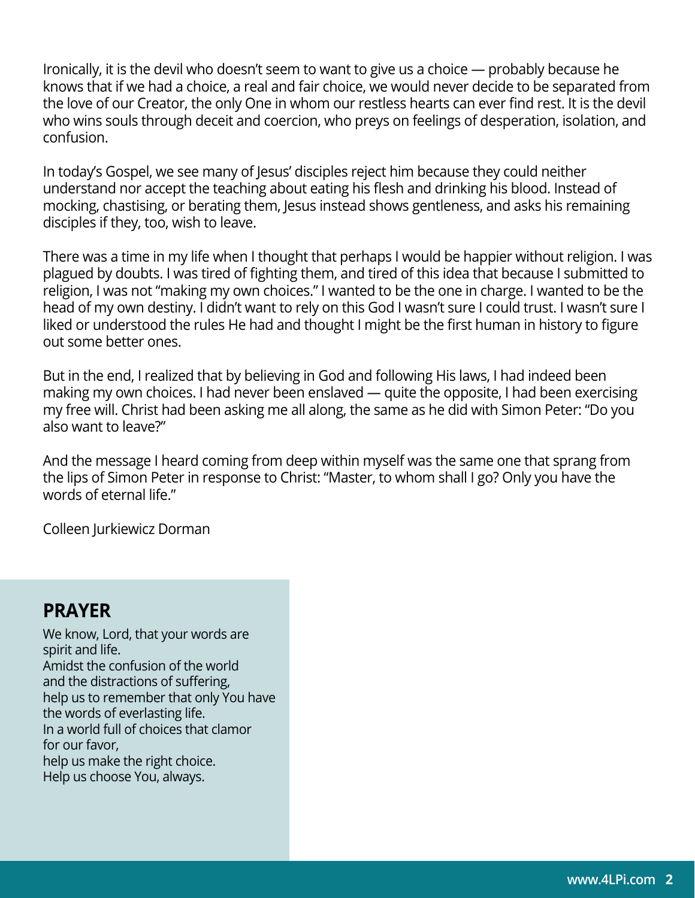Ironically, it is the devil who doesn't seem to want to give us a choice — probably because he knows that if we had a choice, a real and fair choice, we would never decide to be separated from the love of our Creator, the only One in whom our restless hearts can ever find rest. It is the devil who wins souls through deceit and coercion, who preys on feelings of desperation, isolation, and confusion.

In today's Gospel, we see many of Jesus' disciples reject him because they could neither understand nor accept the teaching about eating his flesh and drinking his blood. Instead of mocking, chastising, or berating them, Jesus instead shows gentleness, and asks his remaining disciples if they, too, wish to leave.

There was a time in my life when I thought that perhaps I would be happier without religion. I was plagued by doubts. I was tired of fighting them, and tired of this idea that because I submitted to religion, I was not "making my own choices." I wanted to be the one in charge. I wanted to be the head of my own destiny. I didn't want to rely on this God I wasn't sure I could trust. I wasn't sure I liked or understood the rules He had and thought I might be the first human in history to figure out some better ones.

But in the end, I realized that by believing in God and following His laws, I had indeed been making my own choices. I had never been enslaved — quite the opposite, I had been exercising my free will. Christ had been asking me all along, the same as he did with Simon Peter: "Do you also want to leave?"

And the message I heard coming from deep within myself was the same one that sprang from the lips of Simon Peter in response to Christ: "Master, to whom shall I go? Only you have the words of eternal life."

Colleen Jurkiewicz Dorman

## PRAYER

We know, Lord, that your words are spirit and life.
Amidst the confusion of the world and the distractions of suffering,
help us to remember that only You have the words of everlasting life.
In a world full of choices that clamor for our favor,
help us make the right choice.
Help us choose You, always.